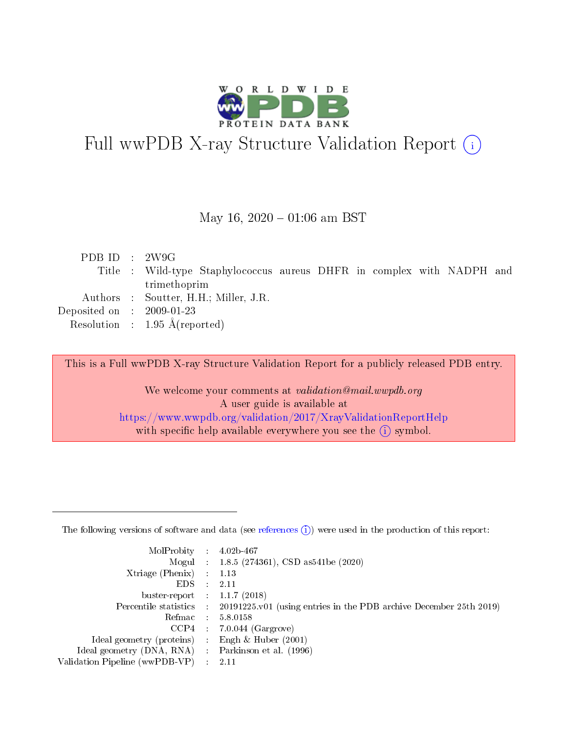# Full wwPDB X-ray Structure Validation Report (i)

May 16, 2020 – 01:06 am BST

| | | |
|---|---|---|
| PDB ID | : | 2W9G |
| Title | : | Wild-type Staphylococcus aureus DHFR in complex with NADPH and trimethoprim |
| Authors | : | Soutter, H.H.; Miller, J.R. |
| Deposited on | : | 2009-01-23 |
| Resolution | : | 1.95 Å(reported) |

This is a Full wwPDB X-ray Structure Validation Report for a publicly released PDB entry.

We welcome your comments at *validation@mail.wwpdb.org*
A user guide is available at
https://www.wwpdb.org/validation/2017/XrayValidationReportHelp
with specific help available everywhere you see the (i) symbol.

The following versions of software and data (see references (i)) were used in the production of this report:

| | | |
|---|---|---|
| MolProbity | : | 4.02b-467 |
| Mogul | : | 1.8.5 (274361), CSD as541be (2020) |
| Xtriage (Phenix) | : | 1.13 |
| EDS | : | 2.11 |
| buster-report | : | 1.1.7 (2018) |
| Percentile statistics | : | 20191225.v01 (using entries in the PDB archive December 25th 2019) |
| Refmac | : | 5.8.0158 |
| CCP4 | : | 7.0.044 (Gargrove) |
| Ideal geometry (proteins) | : | Engh & Huber (2001) |
| Ideal geometry (DNA, RNA) | : | Parkinson et al. (1996) |
| Validation Pipeline (wwPDB-VP) | : | 2.11 |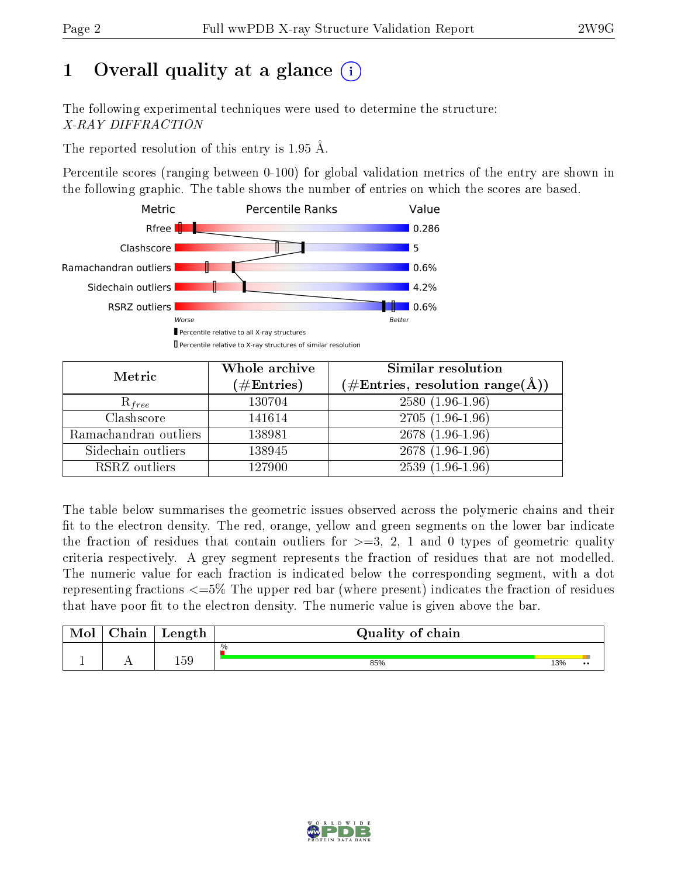# 1 Overall quality at a glance (i)

The following experimental techniques were used to determine the structure:
*X-RAY DIFFRACTION*

The reported resolution of this entry is 1.95 Å.

Percentile scores (ranging between 0-100) for global validation metrics of the entry are shown in the following graphic. The table shows the number of entries on which the scores are based.

| Metric | Value |
|---|---|
| Rfree | 0.286 |
| Clashscore | 5 |
| Ramachandran outliers | 0.6% |
| Sidechain outliers | 4.2% |
| RSRZ outliers | 0.6% |

Worse — Better

▮ Percentile relative to all X-ray structures
▯ Percentile relative to X-ray structures of similar resolution

| Metric | Whole archive (#Entries) | Similar resolution (#Entries, resolution range(Å)) |
|---|---|---|
| $R_{free}$ | 130704 | 2580 (1.96-1.96) |
| Clashscore | 141614 | 2705 (1.96-1.96) |
| Ramachandran outliers | 138981 | 2678 (1.96-1.96) |
| Sidechain outliers | 138945 | 2678 (1.96-1.96) |
| RSRZ outliers | 127900 | 2539 (1.96-1.96) |

The table below summarises the geometric issues observed across the polymeric chains and their fit to the electron density. The red, orange, yellow and green segments on the lower bar indicate the fraction of residues that contain outliers for >=3, 2, 1 and 0 types of geometric quality criteria respectively. A grey segment represents the fraction of residues that are not modelled. The numeric value for each fraction is indicated below the corresponding segment, with a dot representing fractions <=5% The upper red bar (where present) indicates the fraction of residues that have poor fit to the electron density. The numeric value is given above the bar.

| Mol | Chain | Length | Quality of chain |
|---|---|---|---|
| 1 | A | 159 | % ; 85% ; 13% ; •• |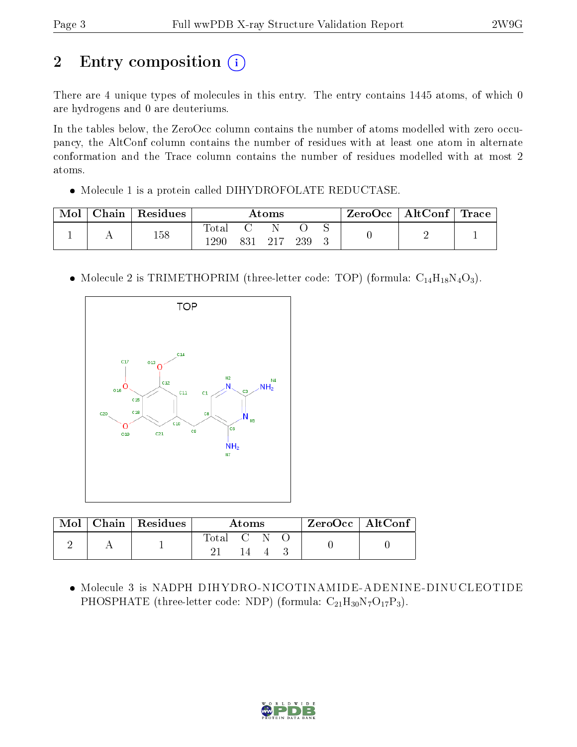# 2 Entry composition

There are 4 unique types of molecules in this entry. The entry contains 1445 atoms, of which 0 are hydrogens and 0 are deuteriums.

In the tables below, the ZeroOcc column contains the number of atoms modelled with zero occupancy, the AltConf column contains the number of residues with at least one atom in alternate conformation and the Trace column contains the number of residues modelled with at most 2 atoms.

- Molecule 1 is a protein called DIHYDROFOLATE REDUCTASE.

| Mol | Chain | Residues | Atoms | | | | | ZeroOcc | AltConf | Trace |
|---|---|---|---|---|---|---|---|---|---|---|
| 1 | A | 158 | Total | C | N | O | S | 0 | 2 | 1 |
| | | | 1290 | 831 | 217 | 239 | 3 | | | |

- Molecule 2 is TRIMETHOPRIM (three-letter code: TOP) (formula: $C_{14}H_{18}N_4O_3$).

| Mol | Chain | Residues | Atoms | | | | ZeroOcc | AltConf |
|---|---|---|---|---|---|---|---|---|
| 2 | A | 1 | Total | C | N | O | 0 | 0 |
| | | | 21 | 14 | 4 | 3 | | |

- Molecule 3 is NADPH DIHYDRO-NICOTINAMIDE-ADENINE-DINUCLEOTIDE PHOSPHATE (three-letter code: NDP) (formula: $C_{21}H_{30}N_7O_{17}P_3$).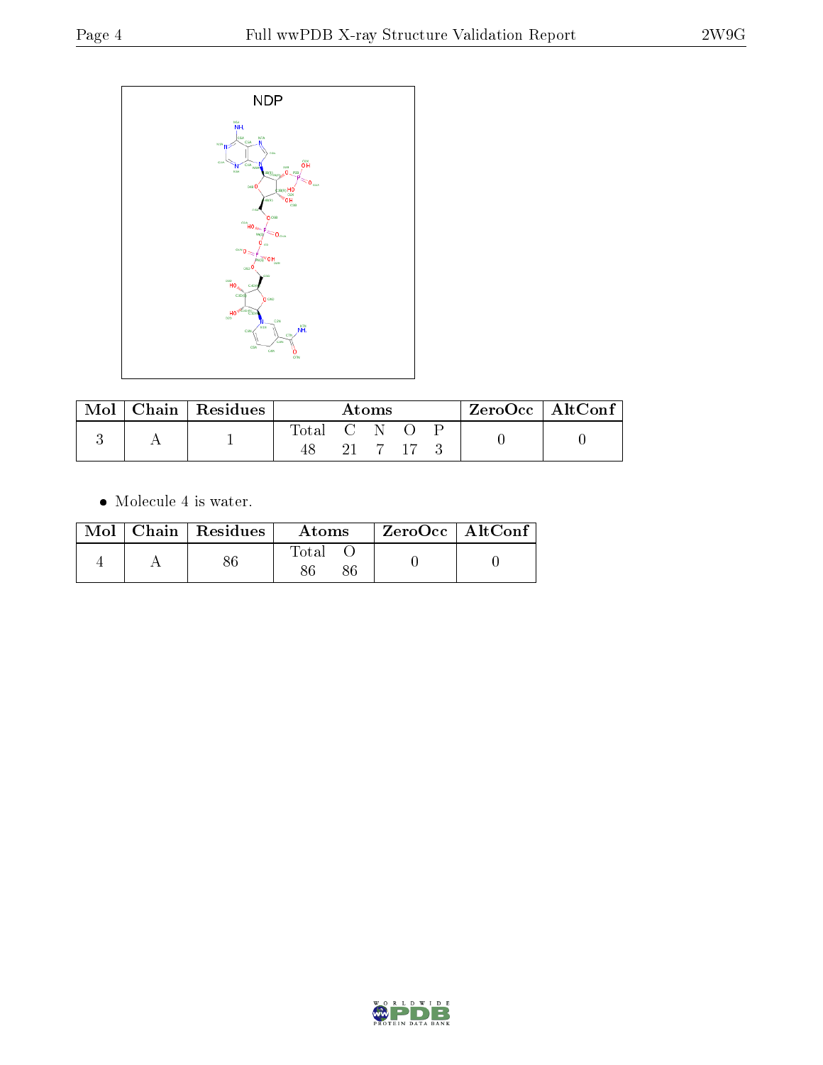NDP

| Mol | Chain | Residues | Atoms | | | | | ZeroOcc | AltConf |
|---|---|---|---|---|---|---|---|---|---|
| | | | Total | C | N | O | P | | |
| 3 | A | 1 | 48 | 21 | 7 | 17 | 3 | 0 | 0 |

- Molecule 4 is water.

| Mol | Chain | Residues | Atoms | | ZeroOcc | AltConf |
|---|---|---|---|---|---|---|
| | | | Total | O | | |
| 4 | A | 86 | 86 | 86 | 0 | 0 |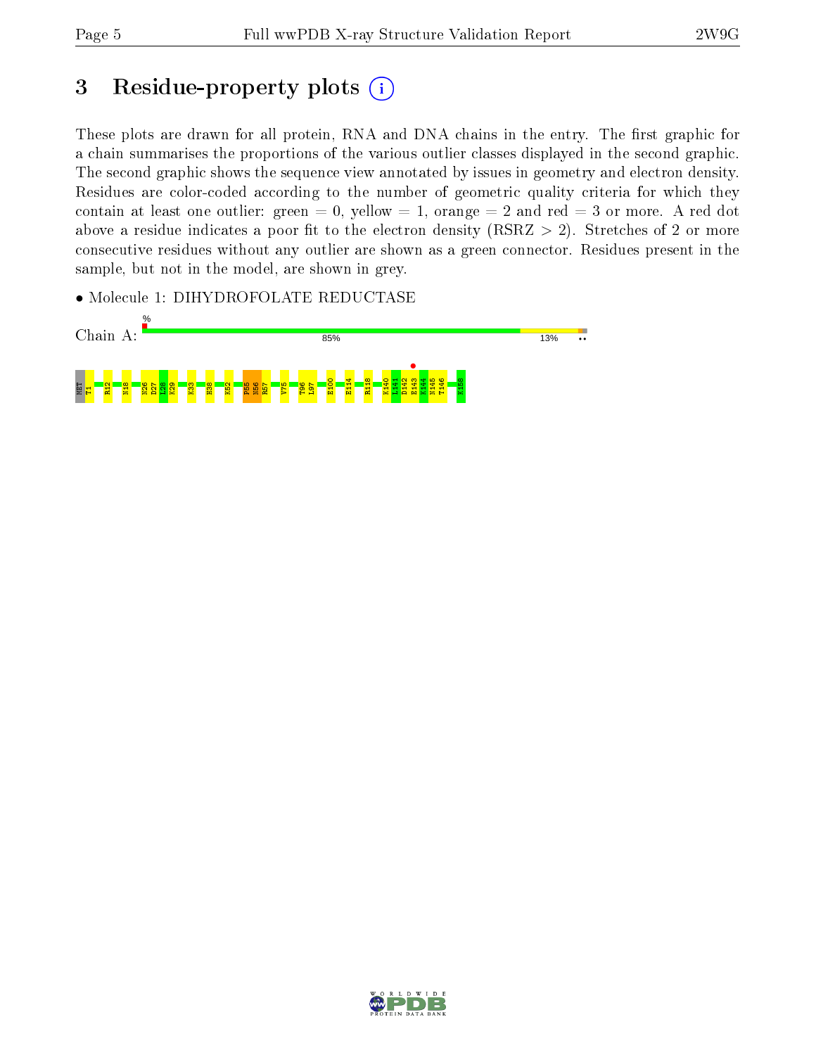# 3 Residue-property plots

These plots are drawn for all protein, RNA and DNA chains in the entry. The first graphic for a chain summarises the proportions of the various outlier classes displayed in the second graphic. The second graphic shows the sequence view annotated by issues in geometry and electron density. Residues are color-coded according to the number of geometric quality criteria for which they contain at least one outlier: green = 0, yellow = 1, orange = 2 and red = 3 or more. A red dot above a residue indicates a poor fit to the electron density (RSRZ > 2). Stretches of 2 or more consecutive residues without any outlier are shown as a green connector. Residues present in the sample, but not in the model, are shown in grey.

- Molecule 1: DIHYDROFOLATE REDUCTASE

Chain A: % 85% 13% ••

MET T1 R12 N18 N26 D27 L28 K29 K33 H38 K52 P55 N56 R57 V75 T96 L97 E100 E114 R118 K140 I141 D142 E143 K144 N145 T146 K158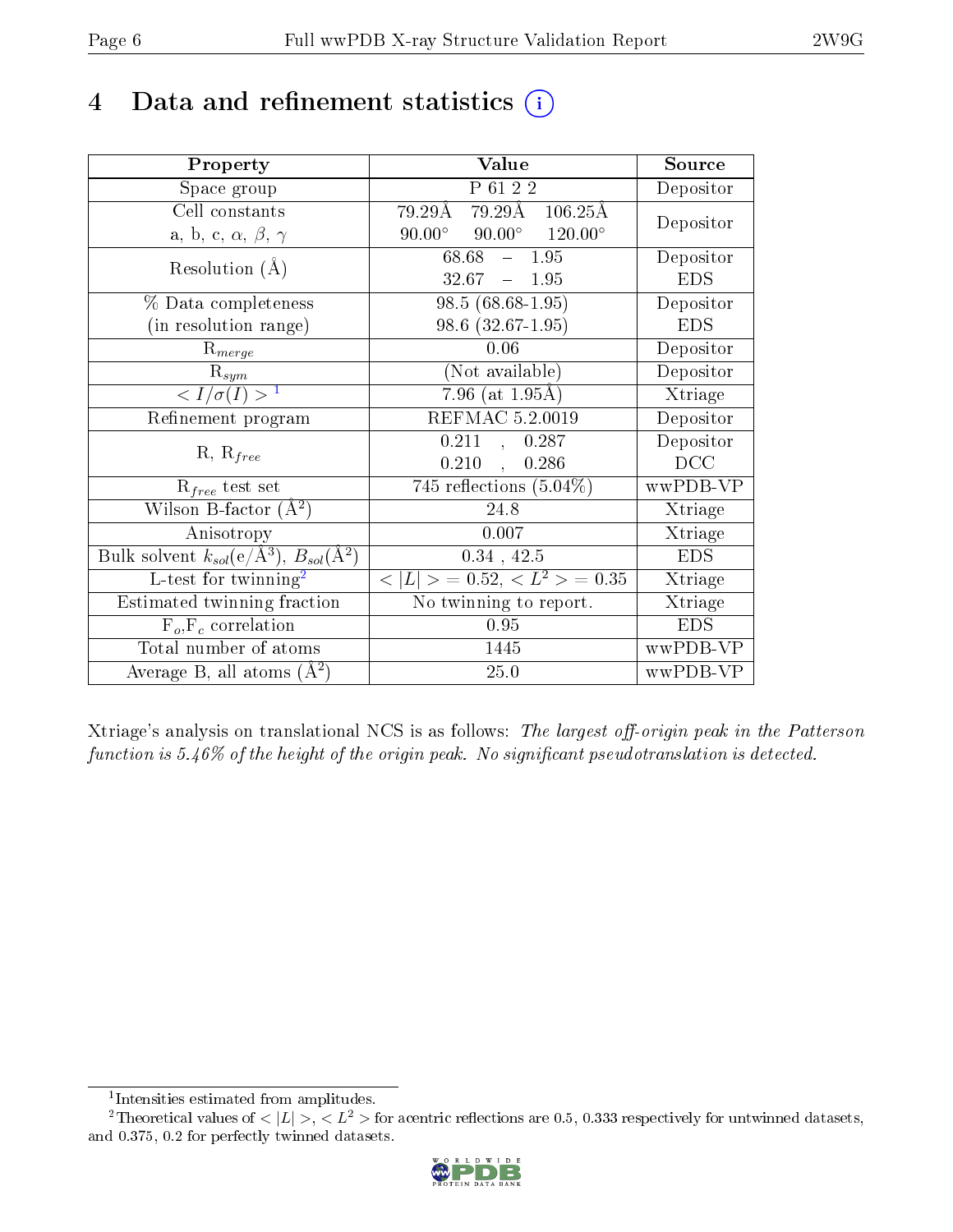# 4 Data and refinement statistics

| Property | Value | Source |
|---|---|---|
| Space group | P 61 2 2 | Depositor |
| Cell constants<br>a, b, c, $\alpha$, $\beta$, $\gamma$ | 79.29Å 79.29Å 106.25Å<br>90.00° 90.00° 120.00° | Depositor |
| Resolution (Å) | 68.68 – 1.95<br>32.67 – 1.95 | Depositor<br>EDS |
| % Data completeness<br>(in resolution range) | 98.5 (68.68-1.95)<br>98.6 (32.67-1.95) | Depositor<br>EDS |
| $R_{merge}$ | 0.06 | Depositor |
| $R_{sym}$ | (Not available) | Depositor |
| $< I/\sigma(I) >$ [1] | 7.96 (at 1.95Å) | Xtriage |
| Refinement program | REFMAC 5.2.0019 | Depositor |
| R, $R_{free}$ | 0.211 , 0.287<br>0.210 , 0.286 | Depositor<br>DCC |
| $R_{free}$ test set | 745 reflections (5.04%) | wwPDB-VP |
| Wilson B-factor ($Å^2$) | 24.8 | Xtriage |
| Anisotropy | 0.007 | Xtriage |
| Bulk solvent $k_{sol}$(e/$Å^3$), $B_{sol}$($Å^2$) | 0.34 , 42.5 | EDS |
| L-test for twinning[2] | $< \|L\| > = 0.52$, $< L^2 > = 0.35$ | Xtriage |
| Estimated twinning fraction | No twinning to report. | Xtriage |
| $F_o$,$F_c$ correlation | 0.95 | EDS |
| Total number of atoms | 1445 | wwPDB-VP |
| Average B, all atoms ($Å^2$) | 25.0 | wwPDB-VP |

Xtriage's analysis on translational NCS is as follows: *The largest off-origin peak in the Patterson function is 5.46% of the height of the origin peak. No significant pseudotranslation is detected.*

[1] Intensities estimated from amplitudes.

[2] Theoretical values of $< |L| >$, $< L^2 >$ for acentric reflections are 0.5, 0.333 respectively for untwinned datasets, and 0.375, 0.2 for perfectly twinned datasets.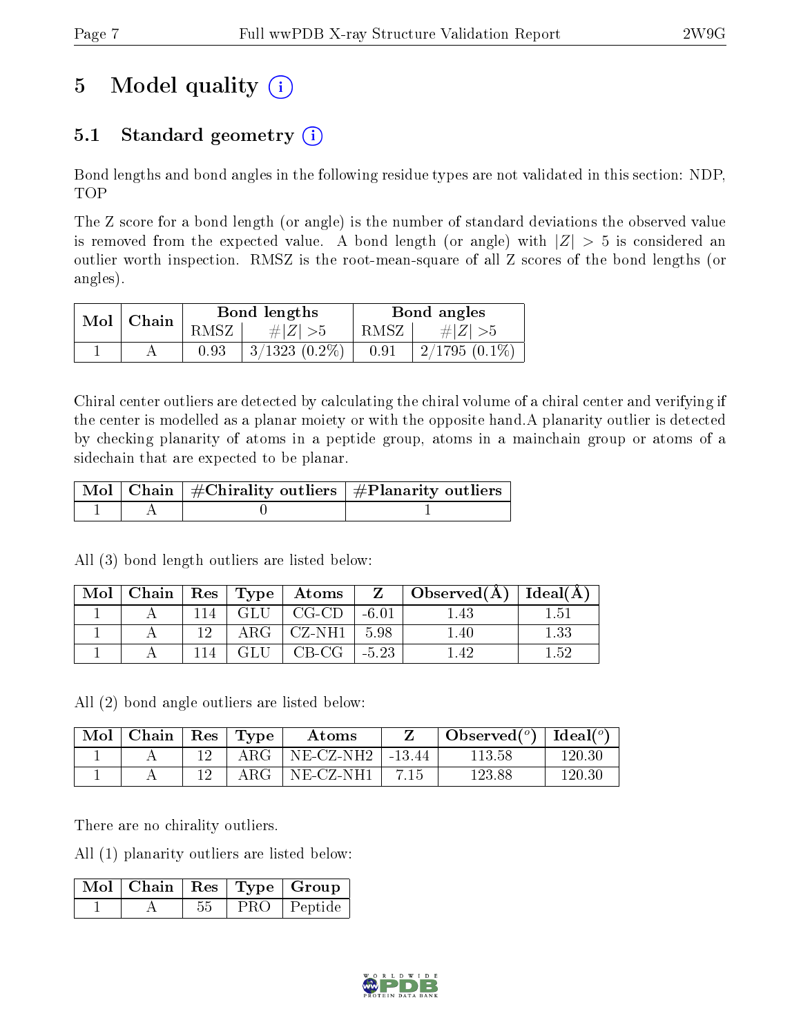# 5 Model quality (i)

## 5.1 Standard geometry (i)

Bond lengths and bond angles in the following residue types are not validated in this section: NDP, TOP

The Z score for a bond length (or angle) is the number of standard deviations the observed value is removed from the expected value. A bond length (or angle) with $|Z| > 5$ is considered an outlier worth inspection. RMSZ is the root-mean-square of all Z scores of the bond lengths (or angles).

| Mol | Chain | Bond lengths | | Bond angles | |
|---|---|---|---|---|---|
| | | RMSZ | $\#|Z| > 5$ | RMSZ | $\#|Z| > 5$ |
| 1 | A | 0.93 | 3/1323 (0.2%) | 0.91 | 2/1795 (0.1%) |

Chiral center outliers are detected by calculating the chiral volume of a chiral center and verifying if the center is modelled as a planar moiety or with the opposite hand.A planarity outlier is detected by checking planarity of atoms in a peptide group, atoms in a mainchain group or atoms of a sidechain that are expected to be planar.

| Mol | Chain | #Chirality outliers | #Planarity outliers |
|---|---|---|---|
| 1 | A | 0 | 1 |

All (3) bond length outliers are listed below:

| Mol | Chain | Res | Type | Atoms | Z | Observed(Å) | Ideal(Å) |
|---|---|---|---|---|---|---|---|
| 1 | A | 114 | GLU | CG-CD | -6.01 | 1.43 | 1.51 |
| 1 | A | 12 | ARG | CZ-NH1 | 5.98 | 1.40 | 1.33 |
| 1 | A | 114 | GLU | CB-CG | -5.23 | 1.42 | 1.52 |

All (2) bond angle outliers are listed below:

| Mol | Chain | Res | Type | Atoms | Z | Observed(°) | Ideal(°) |
|---|---|---|---|---|---|---|---|
| 1 | A | 12 | ARG | NE-CZ-NH2 | -13.44 | 113.58 | 120.30 |
| 1 | A | 12 | ARG | NE-CZ-NH1 | 7.15 | 123.88 | 120.30 |

There are no chirality outliers.

All (1) planarity outliers are listed below:

| Mol | Chain | Res | Type | Group |
|---|---|---|---|---|
| 1 | A | 55 | PRO | Peptide |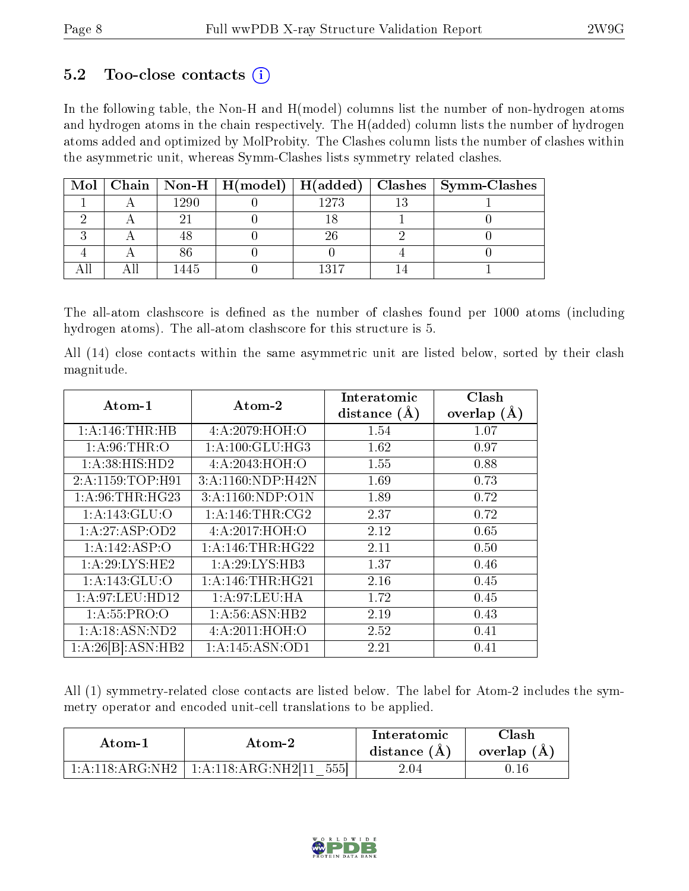## 5.2 Too-close contacts (i)

In the following table, the Non-H and H(model) columns list the number of non-hydrogen atoms and hydrogen atoms in the chain respectively. The H(added) column lists the number of hydrogen atoms added and optimized by MolProbity. The Clashes column lists the number of clashes within the asymmetric unit, whereas Symm-Clashes lists symmetry related clashes.

| Mol | Chain | Non-H | H(model) | H(added) | Clashes | Symm-Clashes |
|---|---|---|---|---|---|---|
| 1 | A | 1290 | 0 | 1273 | 13 | 1 |
| 2 | A | 21 | 0 | 18 | 1 | 0 |
| 3 | A | 48 | 0 | 26 | 2 | 0 |
| 4 | A | 86 | 0 | 0 | 4 | 0 |
| All | All | 1445 | 0 | 1317 | 14 | 1 |

The all-atom clashscore is defined as the number of clashes found per 1000 atoms (including hydrogen atoms). The all-atom clashscore for this structure is 5.

All (14) close contacts within the same asymmetric unit are listed below, sorted by their clash magnitude.

| Atom-1 | Atom-2 | Interatomic distance (Å) | Clash overlap (Å) |
|---|---|---|---|
| 1:A:146:THR:HB | 4:A:2079:HOH:O | 1.54 | 1.07 |
| 1:A:96:THR:O | 1:A:100:GLU:HG3 | 1.62 | 0.97 |
| 1:A:38:HIS:HD2 | 4:A:2043:HOH:O | 1.55 | 0.88 |
| 2:A:1159:TOP:H91 | 3:A:1160:NDP:H42N | 1.69 | 0.73 |
| 1:A:96:THR:HG23 | 3:A:1160:NDP:O1N | 1.89 | 0.72 |
| 1:A:143:GLU:O | 1:A:146:THR:CG2 | 2.37 | 0.72 |
| 1:A:27:ASP:OD2 | 4:A:2017:HOH:O | 2.12 | 0.65 |
| 1:A:142:ASP:O | 1:A:146:THR:HG22 | 2.11 | 0.50 |
| 1:A:29:LYS:HE2 | 1:A:29:LYS:HB3 | 1.37 | 0.46 |
| 1:A:143:GLU:O | 1:A:146:THR:HG21 | 2.16 | 0.45 |
| 1:A:97:LEU:HD12 | 1:A:97:LEU:HA | 1.72 | 0.45 |
| 1:A:55:PRO:O | 1:A:56:ASN:HB2 | 2.19 | 0.43 |
| 1:A:18:ASN:ND2 | 4:A:2011:HOH:O | 2.52 | 0.41 |
| 1:A:26[B]:ASN:HB2 | 1:A:145:ASN:OD1 | 2.21 | 0.41 |

All (1) symmetry-related close contacts are listed below. The label for Atom-2 includes the symmetry operator and encoded unit-cell translations to be applied.

| Atom-1 | Atom-2 | Interatomic distance (Å) | Clash overlap (Å) |
|---|---|---|---|
| 1:A:118:ARG:NH2 | 1:A:118:ARG:NH2[11_555] | 2.04 | 0.16 |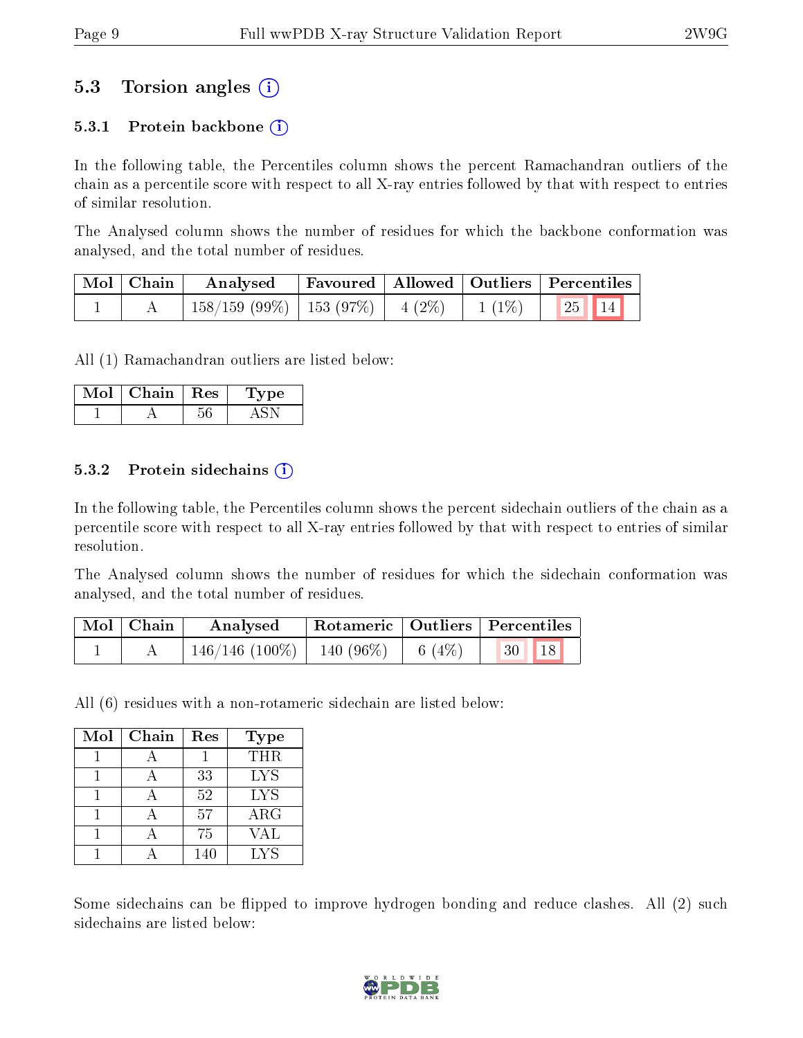## 5.3 Torsion angles

### 5.3.1 Protein backbone

In the following table, the Percentiles column shows the percent Ramachandran outliers of the chain as a percentile score with respect to all X-ray entries followed by that with respect to entries of similar resolution.

The Analysed column shows the number of residues for which the backbone conformation was analysed, and the total number of residues.

| Mol | Chain | Analysed | Favoured | Allowed | Outliers | Percentiles | |
|---|---|---|---|---|---|---|---|
| 1 | A | 158/159 (99%) | 153 (97%) | 4 (2%) | 1 (1%) | 25 | 14 |

All (1) Ramachandran outliers are listed below:

| Mol | Chain | Res | Type |
|---|---|---|---|
| 1 | A | 56 | ASN |

### 5.3.2 Protein sidechains

In the following table, the Percentiles column shows the percent sidechain outliers of the chain as a percentile score with respect to all X-ray entries followed by that with respect to entries of similar resolution.

The Analysed column shows the number of residues for which the sidechain conformation was analysed, and the total number of residues.

| Mol | Chain | Analysed | Rotameric | Outliers | Percentiles | |
|---|---|---|---|---|---|---|
| 1 | A | 146/146 (100%) | 140 (96%) | 6 (4%) | 30 | 18 |

All (6) residues with a non-rotameric sidechain are listed below:

| Mol | Chain | Res | Type |
|---|---|---|---|
| 1 | A | 1 | THR |
| 1 | A | 33 | LYS |
| 1 | A | 52 | LYS |
| 1 | A | 57 | ARG |
| 1 | A | 75 | VAL |
| 1 | A | 140 | LYS |

Some sidechains can be flipped to improve hydrogen bonding and reduce clashes. All (2) such sidechains are listed below: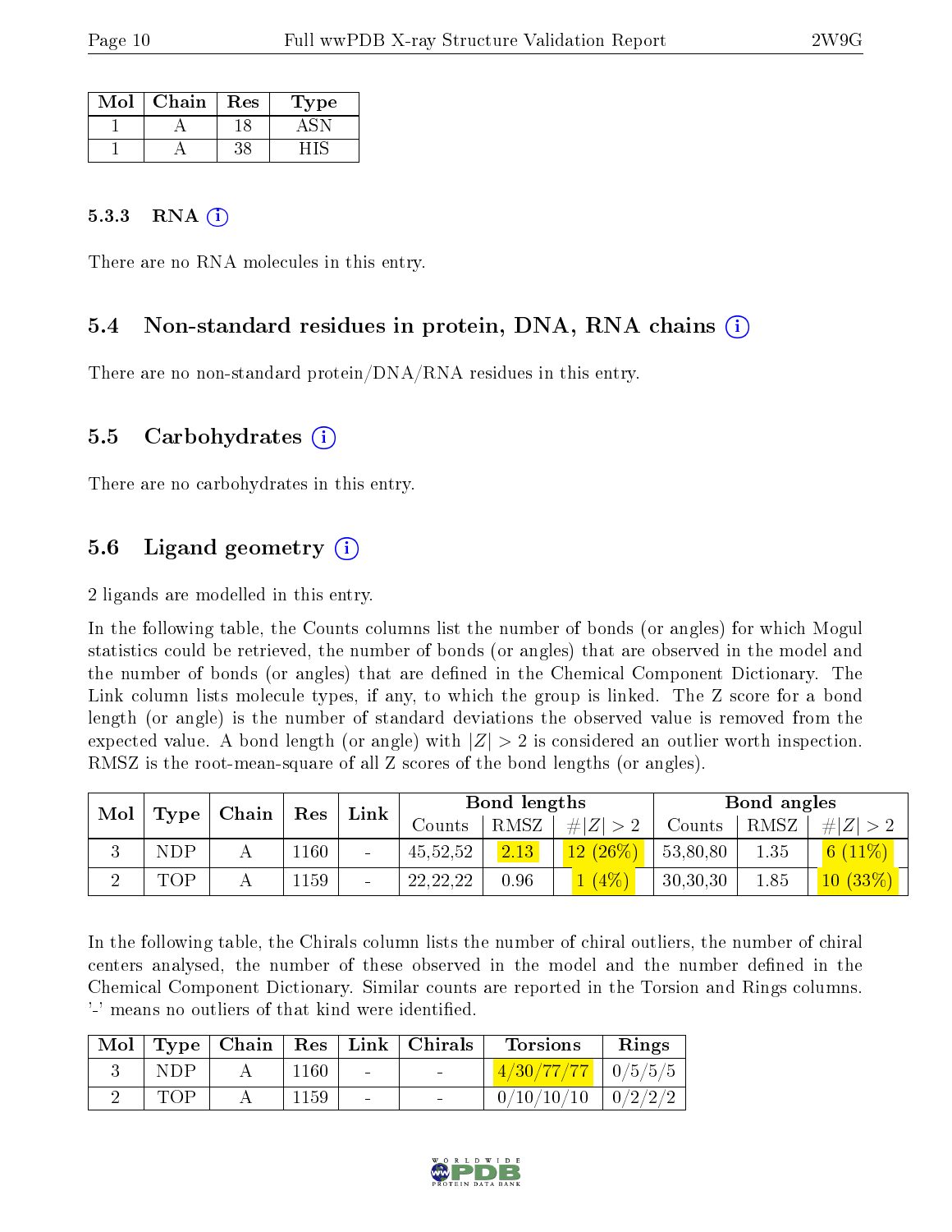| Mol | Chain | Res | Type |
|---|---|---|---|
| 1 | A | 18 | ASN |
| 1 | A | 38 | HIS |

#### 5.3.3 RNA (i)

There are no RNA molecules in this entry.

### 5.4 Non-standard residues in protein, DNA, RNA chains (i)

There are no non-standard protein/DNA/RNA residues in this entry.

### 5.5 Carbohydrates (i)

There are no carbohydrates in this entry.

### 5.6 Ligand geometry (i)

2 ligands are modelled in this entry.

In the following table, the Counts columns list the number of bonds (or angles) for which Mogul statistics could be retrieved, the number of bonds (or angles) that are observed in the model and the number of bonds (or angles) that are defined in the Chemical Component Dictionary. The Link column lists molecule types, if any, to which the group is linked. The Z score for a bond length (or angle) is the number of standard deviations the observed value is removed from the expected value. A bond length (or angle) with $|Z| > 2$ is considered an outlier worth inspection. RMSZ is the root-mean-square of all Z scores of the bond lengths (or angles).

| Mol | Type | Chain | Res | Link | Bond lengths | | | Bond angles | | |
|---|---|---|---|---|---|---|---|---|---|---|
| | | | | | Counts | RMSZ | $\#\|Z\| > 2$ | Counts | RMSZ | $\#\|Z\| > 2$ |
| 3 | NDP | A | 1160 | - | 45,52,52 | 2.13 | 12 (26%) | 53,80,80 | 1.35 | 6 (11%) |
| 2 | TOP | A | 1159 | - | 22,22,22 | 0.96 | 1 (4%) | 30,30,30 | 1.85 | 10 (33%) |

In the following table, the Chirals column lists the number of chiral outliers, the number of chiral centers analysed, the number of these observed in the model and the number defined in the Chemical Component Dictionary. Similar counts are reported in the Torsion and Rings columns. '-' means no outliers of that kind were identified.

| Mol | Type | Chain | Res | Link | Chirals | Torsions | Rings |
|---|---|---|---|---|---|---|---|
| 3 | NDP | A | 1160 | - | - | 4/30/77/77 | 0/5/5/5 |
| 2 | TOP | A | 1159 | - | - | 0/10/10/10 | 0/2/2/2 |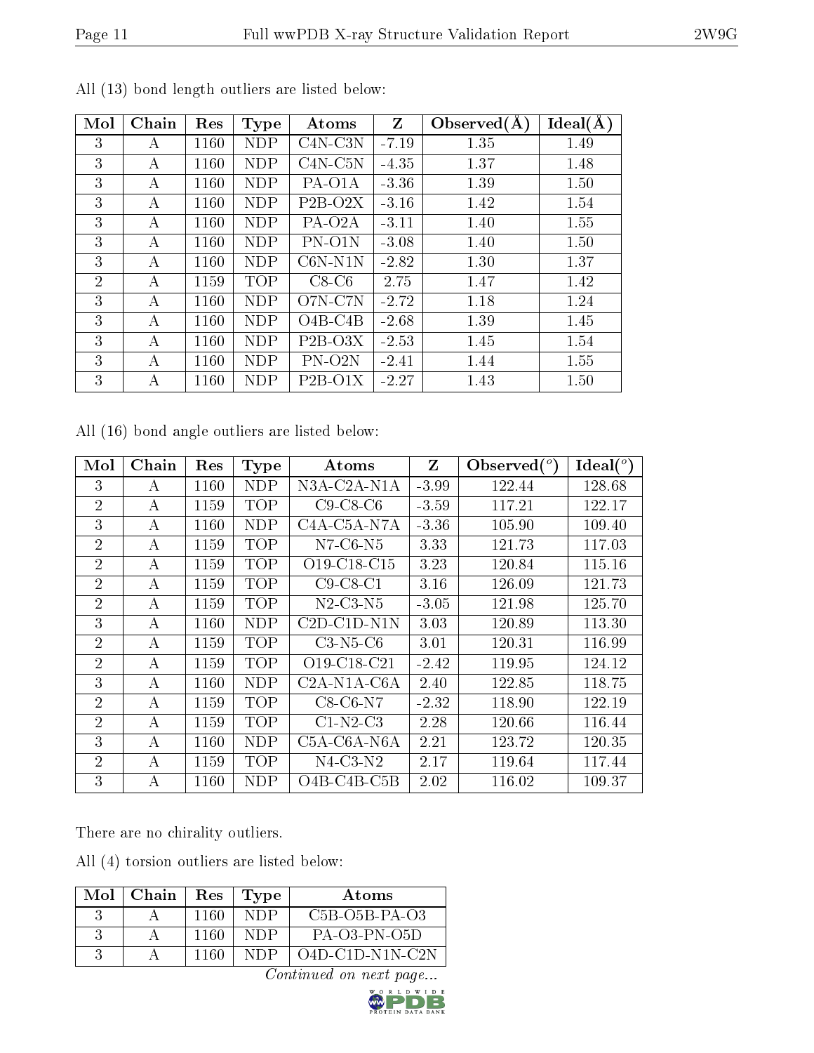All (13) bond length outliers are listed below:

| Mol | Chain | Res | Type | Atoms | Z | Observed(Å) | Ideal(Å) |
|---|---|---|---|---|---|---|---|
| 3 | A | 1160 | NDP | C4N-C3N | -7.19 | 1.35 | 1.49 |
| 3 | A | 1160 | NDP | C4N-C5N | -4.35 | 1.37 | 1.48 |
| 3 | A | 1160 | NDP | PA-O1A | -3.36 | 1.39 | 1.50 |
| 3 | A | 1160 | NDP | P2B-O2X | -3.16 | 1.42 | 1.54 |
| 3 | A | 1160 | NDP | PA-O2A | -3.11 | 1.40 | 1.55 |
| 3 | A | 1160 | NDP | PN-O1N | -3.08 | 1.40 | 1.50 |
| 3 | A | 1160 | NDP | C6N-N1N | -2.82 | 1.30 | 1.37 |
| 2 | A | 1159 | TOP | C8-C6 | 2.75 | 1.47 | 1.42 |
| 3 | A | 1160 | NDP | O7N-C7N | -2.72 | 1.18 | 1.24 |
| 3 | A | 1160 | NDP | O4B-C4B | -2.68 | 1.39 | 1.45 |
| 3 | A | 1160 | NDP | P2B-O3X | -2.53 | 1.45 | 1.54 |
| 3 | A | 1160 | NDP | PN-O2N | -2.41 | 1.44 | 1.55 |
| 3 | A | 1160 | NDP | P2B-O1X | -2.27 | 1.43 | 1.50 |

All (16) bond angle outliers are listed below:

| Mol | Chain | Res | Type | Atoms | Z | Observed(°) | Ideal(°) |
|---|---|---|---|---|---|---|---|
| 3 | A | 1160 | NDP | N3A-C2A-N1A | -3.99 | 122.44 | 128.68 |
| 2 | A | 1159 | TOP | C9-C8-C6 | -3.59 | 117.21 | 122.17 |
| 3 | A | 1160 | NDP | C4A-C5A-N7A | -3.36 | 105.90 | 109.40 |
| 2 | A | 1159 | TOP | N7-C6-N5 | 3.33 | 121.73 | 117.03 |
| 2 | A | 1159 | TOP | O19-C18-C15 | 3.23 | 120.84 | 115.16 |
| 2 | A | 1159 | TOP | C9-C8-C1 | 3.16 | 126.09 | 121.73 |
| 2 | A | 1159 | TOP | N2-C3-N5 | -3.05 | 121.98 | 125.70 |
| 3 | A | 1160 | NDP | C2D-C1D-N1N | 3.03 | 120.89 | 113.30 |
| 2 | A | 1159 | TOP | C3-N5-C6 | 3.01 | 120.31 | 116.99 |
| 2 | A | 1159 | TOP | O19-C18-C21 | -2.42 | 119.95 | 124.12 |
| 3 | A | 1160 | NDP | C2A-N1A-C6A | 2.40 | 122.85 | 118.75 |
| 2 | A | 1159 | TOP | C8-C6-N7 | -2.32 | 118.90 | 122.19 |
| 2 | A | 1159 | TOP | C1-N2-C3 | 2.28 | 120.66 | 116.44 |
| 3 | A | 1160 | NDP | C5A-C6A-N6A | 2.21 | 123.72 | 120.35 |
| 2 | A | 1159 | TOP | N4-C3-N2 | 2.17 | 119.64 | 117.44 |
| 3 | A | 1160 | NDP | O4B-C4B-C5B | 2.02 | 116.02 | 109.37 |

There are no chirality outliers.

All (4) torsion outliers are listed below:

| Mol | Chain | Res | Type | Atoms |
|---|---|---|---|---|
| 3 | A | 1160 | NDP | C5B-O5B-PA-O3 |
| 3 | A | 1160 | NDP | PA-O3-PN-O5D |
| 3 | A | 1160 | NDP | O4D-C1D-N1N-C2N |

*Continued on next page...*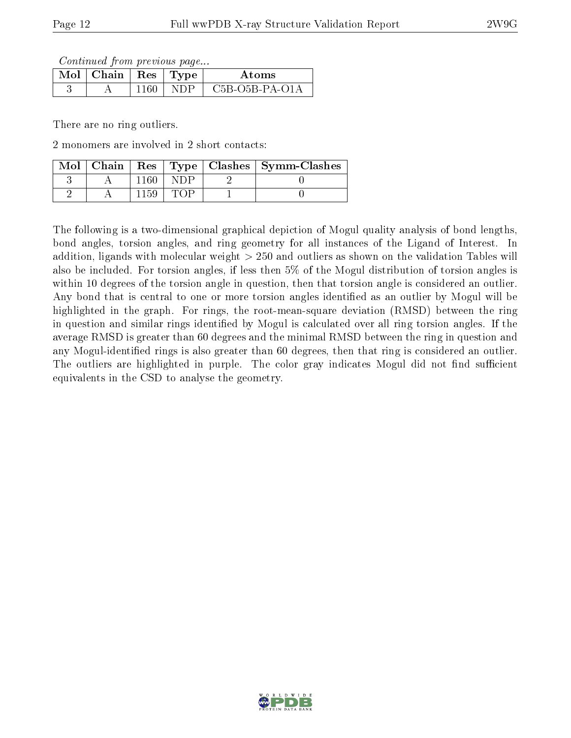*Continued from previous page...*

| Mol | Chain | Res | Type | Atoms |
|---|---|---|---|---|
| 3 | A | 1160 | NDP | C5B-O5B-PA-O1A |

There are no ring outliers.

2 monomers are involved in 2 short contacts:

| Mol | Chain | Res | Type | Clashes | Symm-Clashes |
|---|---|---|---|---|---|
| 3 | A | 1160 | NDP | 2 | 0 |
| 2 | A | 1159 | TOP | 1 | 0 |

The following is a two-dimensional graphical depiction of Mogul quality analysis of bond lengths, bond angles, torsion angles, and ring geometry for all instances of the Ligand of Interest. In addition, ligands with molecular weight > 250 and outliers as shown on the validation Tables will also be included. For torsion angles, if less then 5% of the Mogul distribution of torsion angles is within 10 degrees of the torsion angle in question, then that torsion angle is considered an outlier. Any bond that is central to one or more torsion angles identified as an outlier by Mogul will be highlighted in the graph. For rings, the root-mean-square deviation (RMSD) between the ring in question and similar rings identified by Mogul is calculated over all ring torsion angles. If the average RMSD is greater than 60 degrees and the minimal RMSD between the ring in question and any Mogul-identified rings is also greater than 60 degrees, then that ring is considered an outlier. The outliers are highlighted in purple. The color gray indicates Mogul did not find sufficient equivalents in the CSD to analyse the geometry.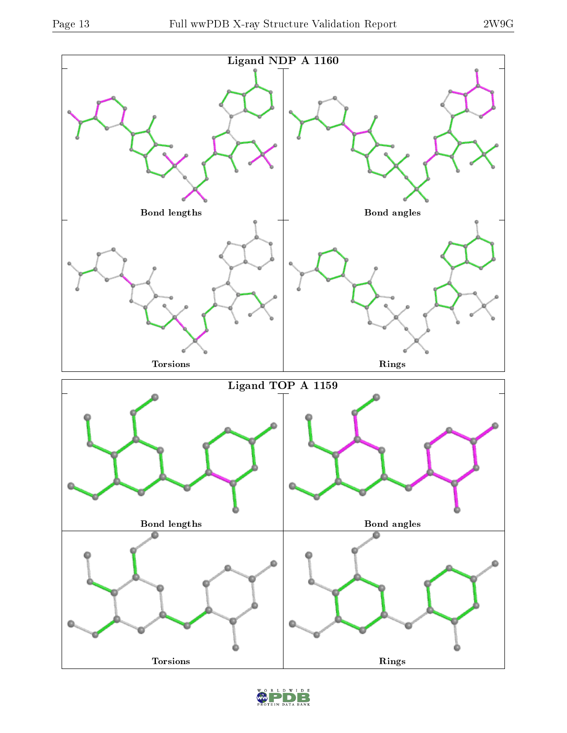Ligand NDP A 1160

Bond lengths

Bond angles

Torsions

Rings

Ligand TOP A 1159

Bond lengths

Bond angles

Torsions

Rings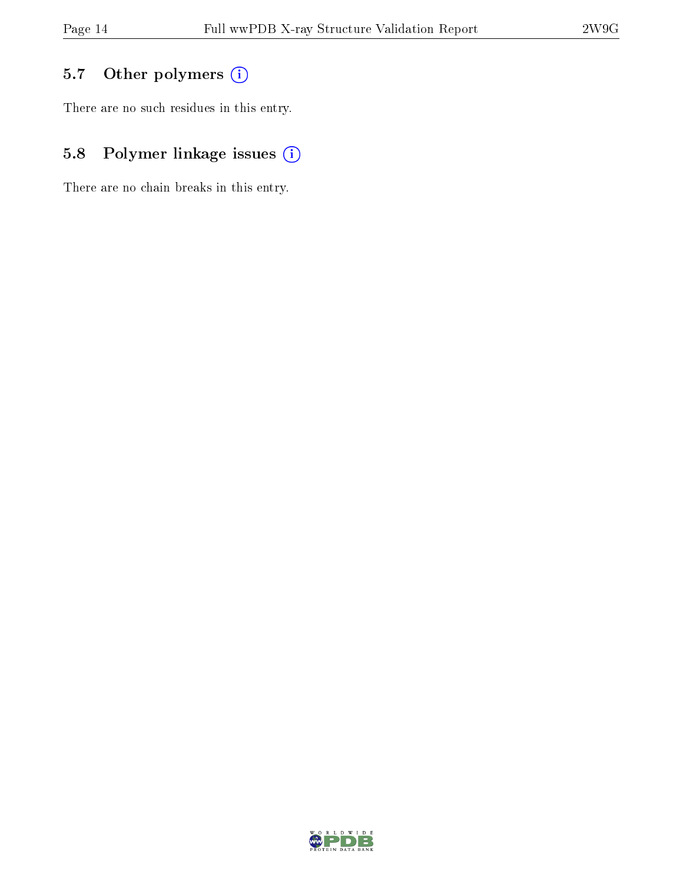### 5.7 Other polymers

There are no such residues in this entry.

### 5.8 Polymer linkage issues

There are no chain breaks in this entry.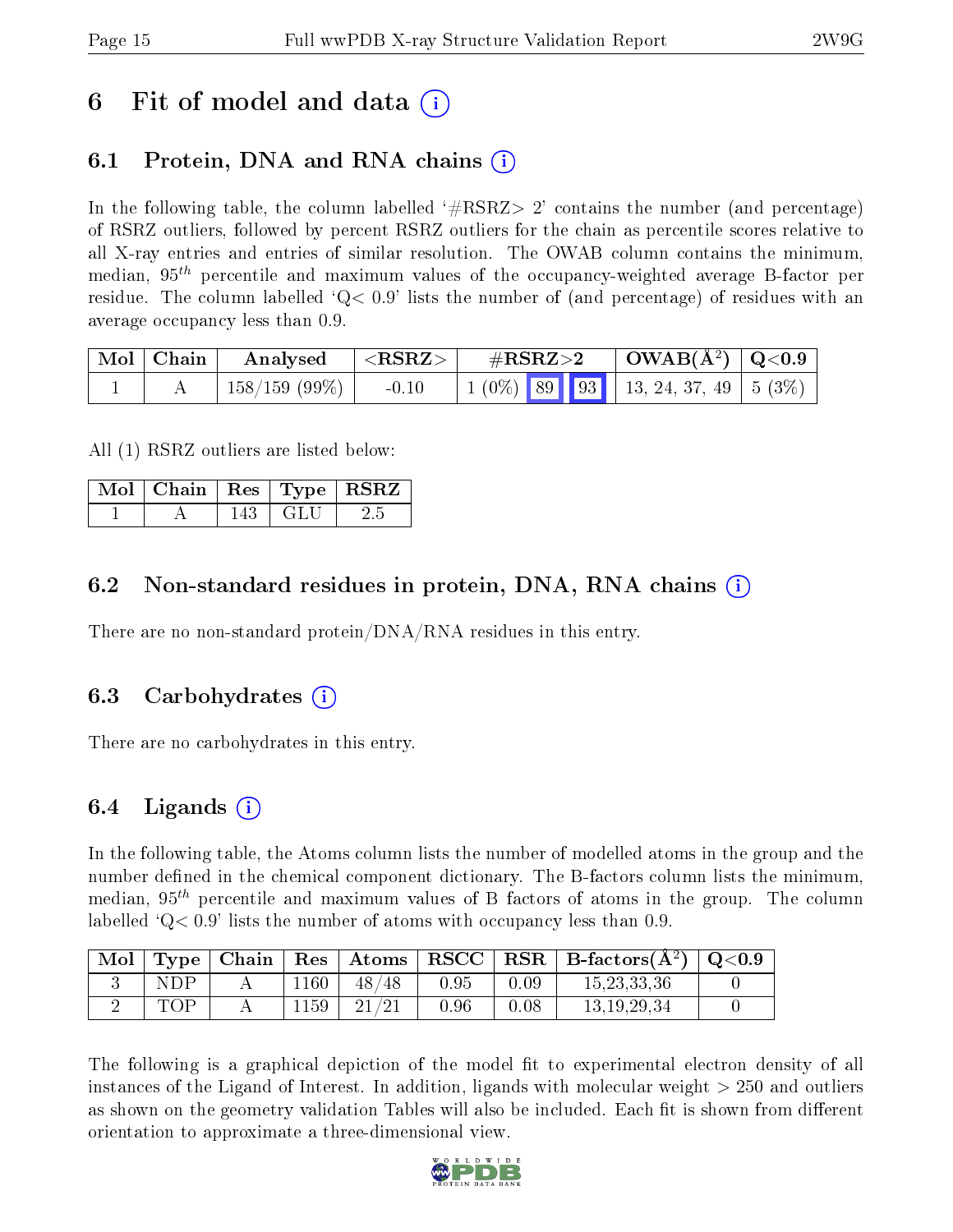# 6 Fit of model and data (i)

## 6.1 Protein, DNA and RNA chains (i)

In the following table, the column labelled '#RSRZ> 2' contains the number (and percentage) of RSRZ outliers, followed by percent RSRZ outliers for the chain as percentile scores relative to all X-ray entries and entries of similar resolution. The OWAB column contains the minimum, median, $95^{th}$ percentile and maximum values of the occupancy-weighted average B-factor per residue. The column labelled 'Q< 0.9' lists the number of (and percentage) of residues with an average occupancy less than 0.9.

| Mol | Chain | Analysed | <RSRZ> | #RSRZ>2 | OWAB($Å^2$) | Q<0.9 |
|---|---|---|---|---|---|---|
| 1 | A | 158/159 (99%) | -0.10 | 1 (0%) 89 93 | 13, 24, 37, 49 | 5 (3%) |

All (1) RSRZ outliers are listed below:

| Mol | Chain | Res | Type | RSRZ |
|---|---|---|---|---|
| 1 | A | 143 | GLU | 2.5 |

## 6.2 Non-standard residues in protein, DNA, RNA chains (i)

There are no non-standard protein/DNA/RNA residues in this entry.

## 6.3 Carbohydrates (i)

There are no carbohydrates in this entry.

## 6.4 Ligands (i)

In the following table, the Atoms column lists the number of modelled atoms in the group and the number defined in the chemical component dictionary. The B-factors column lists the minimum, median, $95^{th}$ percentile and maximum values of B factors of atoms in the group. The column labelled 'Q< 0.9' lists the number of atoms with occupancy less than 0.9.

| Mol | Type | Chain | Res | Atoms | RSCC | RSR | B-factors($Å^2$) | Q<0.9 |
|---|---|---|---|---|---|---|---|---|
| 3 | NDP | A | 1160 | 48/48 | 0.95 | 0.09 | 15,23,33,36 | 0 |
| 2 | TOP | A | 1159 | 21/21 | 0.96 | 0.08 | 13,19,29,34 | 0 |

The following is a graphical depiction of the model fit to experimental electron density of all instances of the Ligand of Interest. In addition, ligands with molecular weight > 250 and outliers as shown on the geometry validation Tables will also be included. Each fit is shown from different orientation to approximate a three-dimensional view.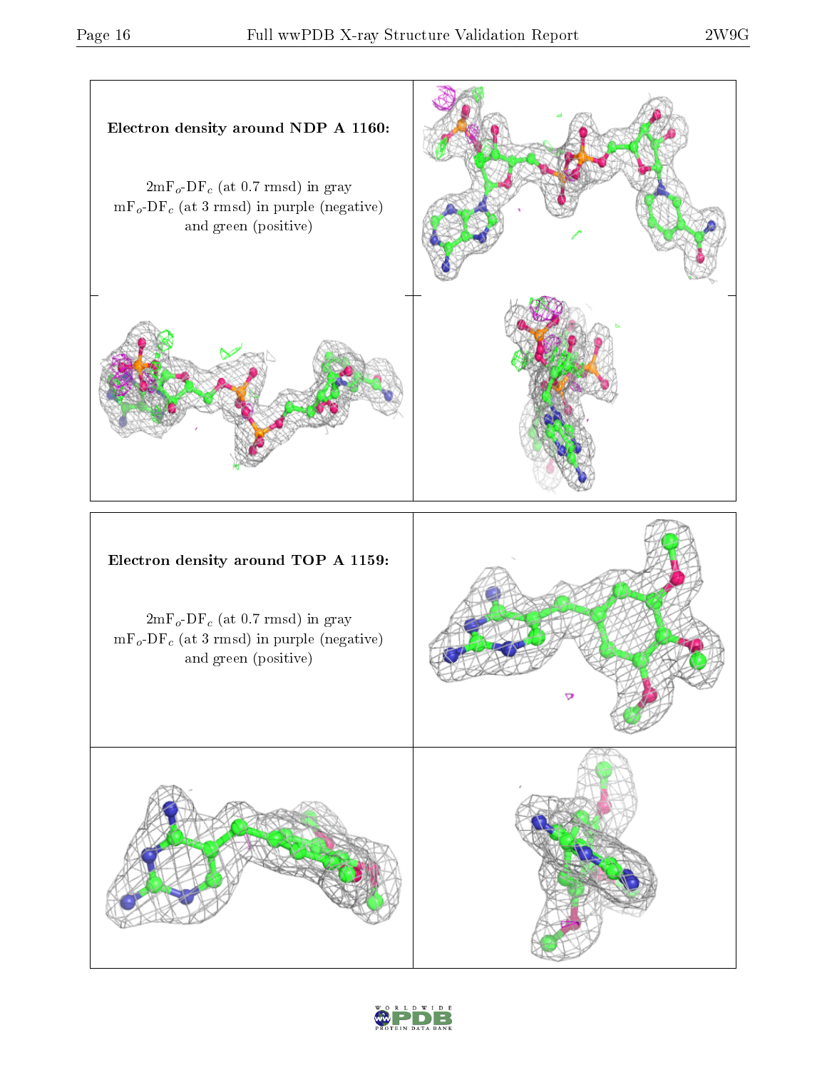**Electron density around NDP A 1160:**

$2mF_o$-$DF_c$ (at 0.7 rmsd) in gray
$mF_o$-$DF_c$ (at 3 rmsd) in purple (negative)
and green (positive)

**Electron density around TOP A 1159:**

$2mF_o$-$DF_c$ (at 0.7 rmsd) in gray
$mF_o$-$DF_c$ (at 3 rmsd) in purple (negative)
and green (positive)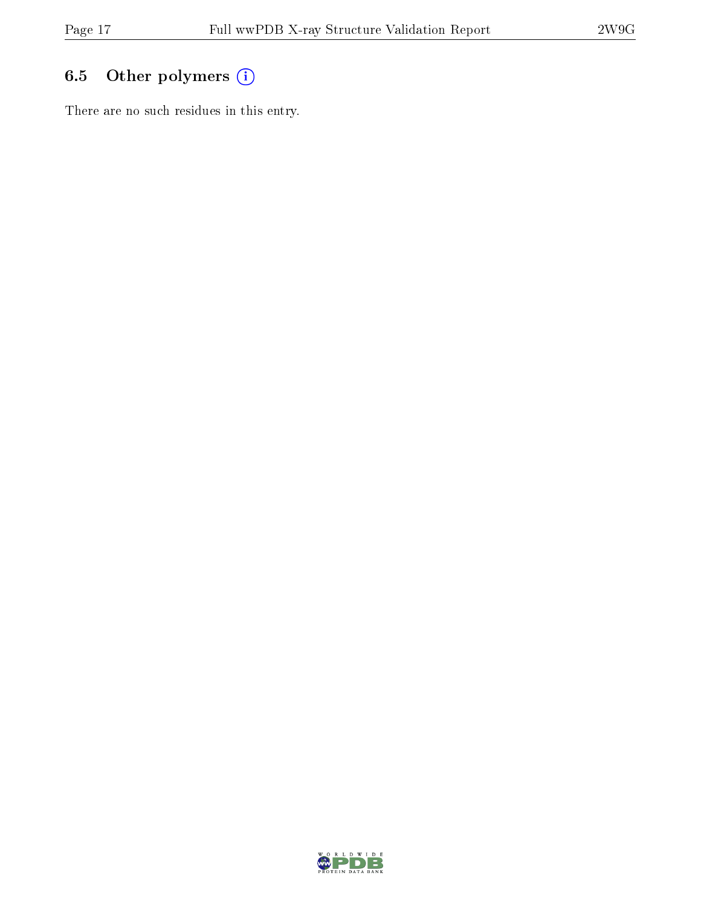### 6.5 Other polymers

There are no such residues in this entry.